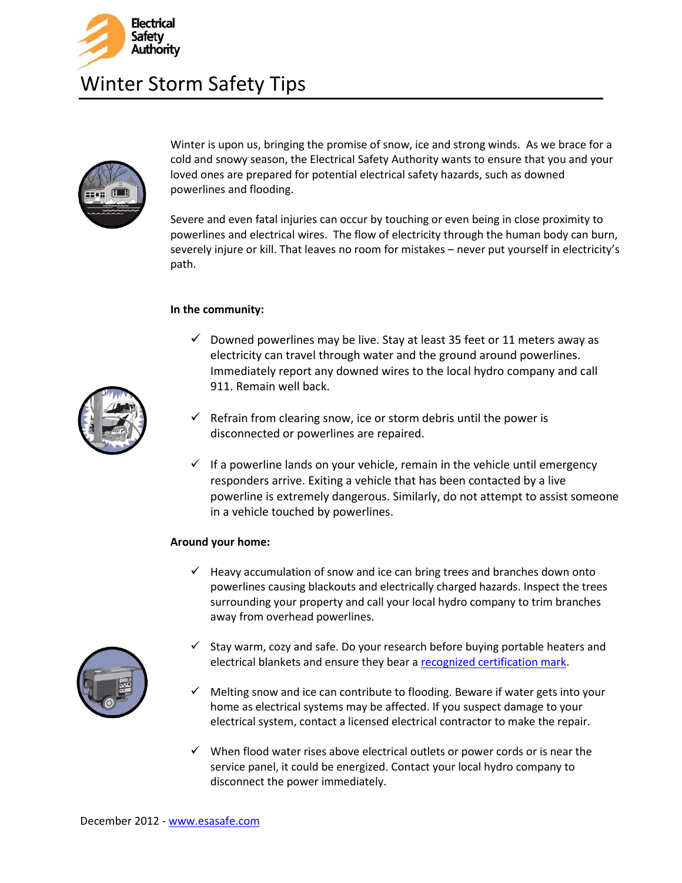Electrical Safety Authority

# Winter Storm Safety Tips

Winter is upon us, bringing the promise of snow, ice and strong winds. As we brace for a cold and snowy season, the Electrical Safety Authority wants to ensure that you and your loved ones are prepared for potential electrical safety hazards, such as downed powerlines and flooding.

Severe and even fatal injuries can occur by touching or even being in close proximity to powerlines and electrical wires. The flow of electricity through the human body can burn, severely injure or kill. That leaves no room for mistakes – never put yourself in electricity's path.

**In the community:**

- ✓ Downed powerlines may be live. Stay at least 35 feet or 11 meters away as electricity can travel through water and the ground around powerlines. Immediately report any downed wires to the local hydro company and call 911. Remain well back.
- ✓ Refrain from clearing snow, ice or storm debris until the power is disconnected or powerlines are repaired.
- ✓ If a powerline lands on your vehicle, remain in the vehicle until emergency responders arrive. Exiting a vehicle that has been contacted by a live powerline is extremely dangerous. Similarly, do not attempt to assist someone in a vehicle touched by powerlines.

**Around your home:**

- ✓ Heavy accumulation of snow and ice can bring trees and branches down onto powerlines causing blackouts and electrically charged hazards. Inspect the trees surrounding your property and call your local hydro company to trim branches away from overhead powerlines.
- ✓ Stay warm, cozy and safe. Do your research before buying portable heaters and electrical blankets and ensure they bear a recognized certification mark.
- ✓ Melting snow and ice can contribute to flooding. Beware if water gets into your home as electrical systems may be affected. If you suspect damage to your electrical system, contact a licensed electrical contractor to make the repair.
- ✓ When flood water rises above electrical outlets or power cords or is near the service panel, it could be energized. Contact your local hydro company to disconnect the power immediately.

December 2012 - www.esasafe.com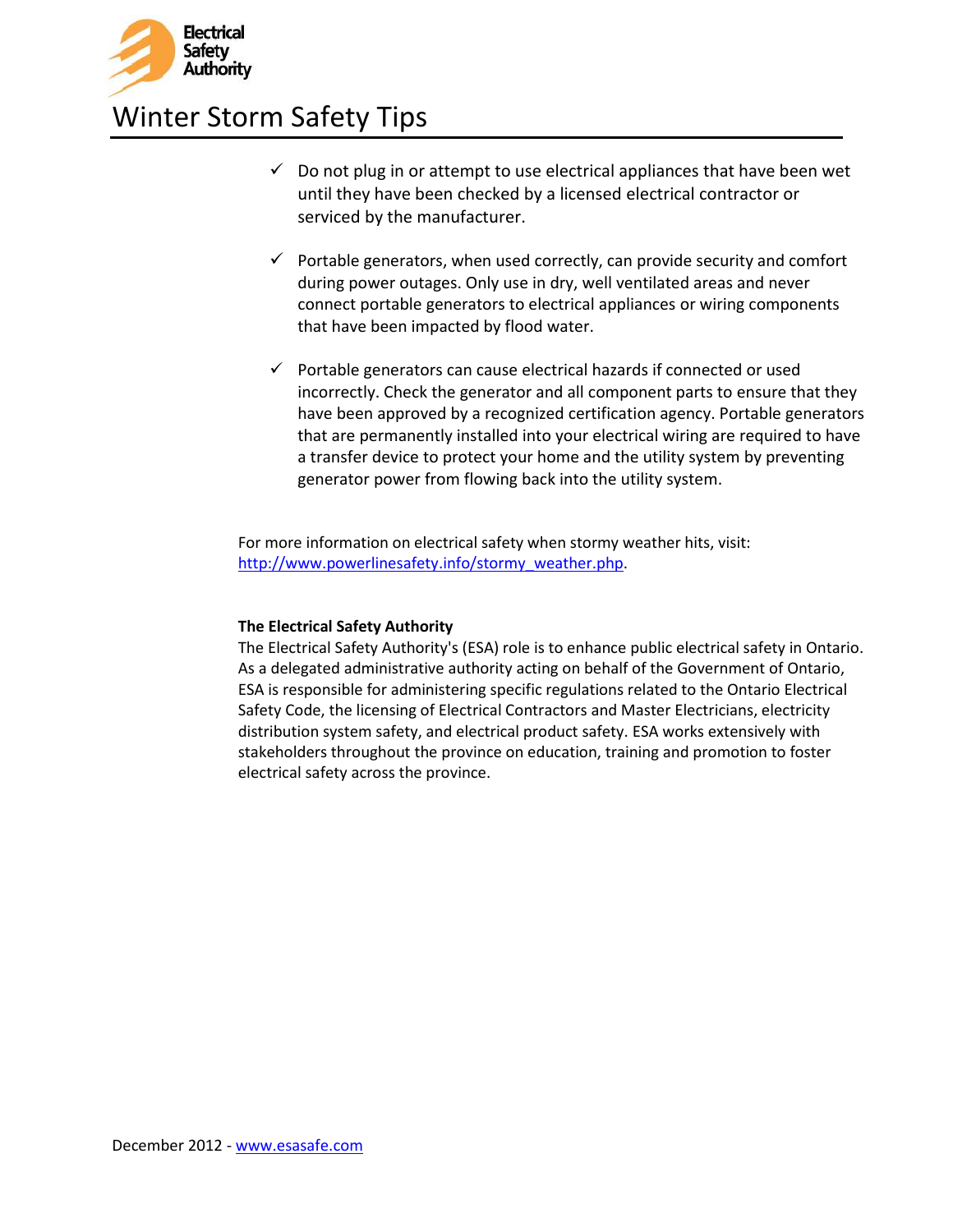# Winter Storm Safety Tips

- ✓ Do not plug in or attempt to use electrical appliances that have been wet until they have been checked by a licensed electrical contractor or serviced by the manufacturer.

- ✓ Portable generators, when used correctly, can provide security and comfort during power outages. Only use in dry, well ventilated areas and never connect portable generators to electrical appliances or wiring components that have been impacted by flood water.

- ✓ Portable generators can cause electrical hazards if connected or used incorrectly. Check the generator and all component parts to ensure that they have been approved by a recognized certification agency. Portable generators that are permanently installed into your electrical wiring are required to have a transfer device to protect your home and the utility system by preventing generator power from flowing back into the utility system.

For more information on electrical safety when stormy weather hits, visit: http://www.powerlinesafety.info/stormy_weather.php.

**The Electrical Safety Authority**

The Electrical Safety Authority's (ESA) role is to enhance public electrical safety in Ontario. As a delegated administrative authority acting on behalf of the Government of Ontario, ESA is responsible for administering specific regulations related to the Ontario Electrical Safety Code, the licensing of Electrical Contractors and Master Electricians, electricity distribution system safety, and electrical product safety. ESA works extensively with stakeholders throughout the province on education, training and promotion to foster electrical safety across the province.

December 2012 - www.esasafe.com